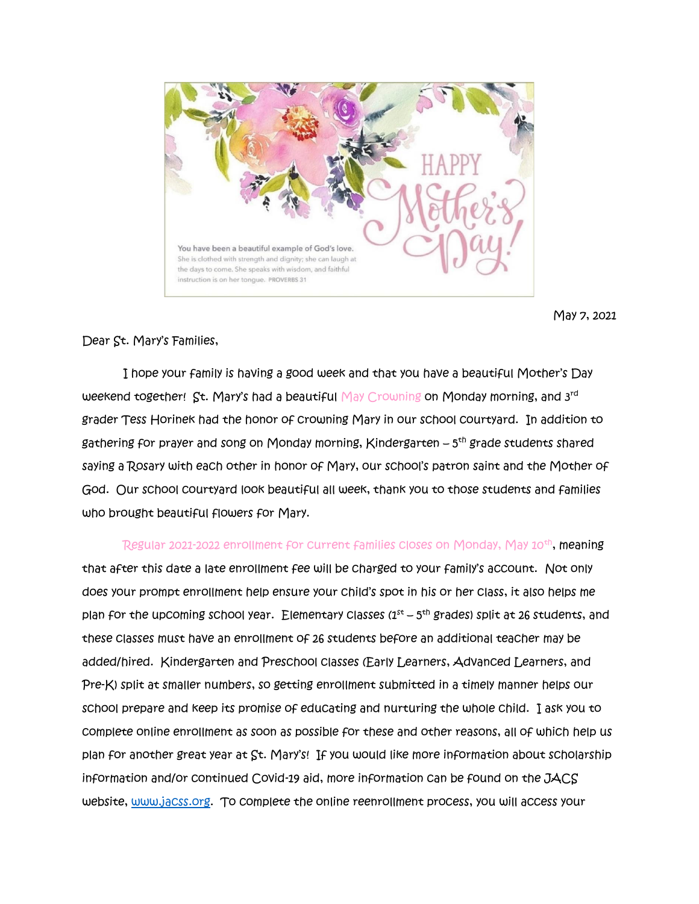You have been a beautiful example of God's love.
She is clothed with strength and dignity; she can laugh at the days to come. She speaks with wisdom, and faithful instruction is on her tongue. PROVERBS 31

HAPPY Mother's Day!

May 7, 2021

Dear St. Mary's Families,

I hope your family is having a good week and that you have a beautiful Mother's Day weekend together! St. Mary's had a beautiful May Crowning on Monday morning, and 3rd grader Tess Horinek had the honor of crowning Mary in our school courtyard. In addition to gathering for prayer and song on Monday morning, Kindergarten – 5th grade students shared saying a Rosary with each other in honor of Mary, our school's patron saint and the Mother of God. Our school courtyard look beautiful all week, thank you to those students and families who brought beautiful flowers for Mary.

Regular 2021-2022 enrollment for current families closes on Monday, May 10th, meaning that after this date a late enrollment fee will be charged to your family's account. Not only does your prompt enrollment help ensure your child's spot in his or her class, it also helps me plan for the upcoming school year. Elementary classes (1st – 5th grades) split at 26 students, and these classes must have an enrollment of 26 students before an additional teacher may be added/hired. Kindergarten and Preschool classes (Early Learners, Advanced Learners, and Pre-K) split at smaller numbers, so getting enrollment submitted in a timely manner helps our school prepare and keep its promise of educating and nurturing the whole child. I ask you to complete online enrollment as soon as possible for these and other reasons, all of which help us plan for another great year at St. Mary's! If you would like more information about scholarship information and/or continued Covid-19 aid, more information can be found on the JACS website, www.jacss.org. To complete the online reenrollment process, you will access your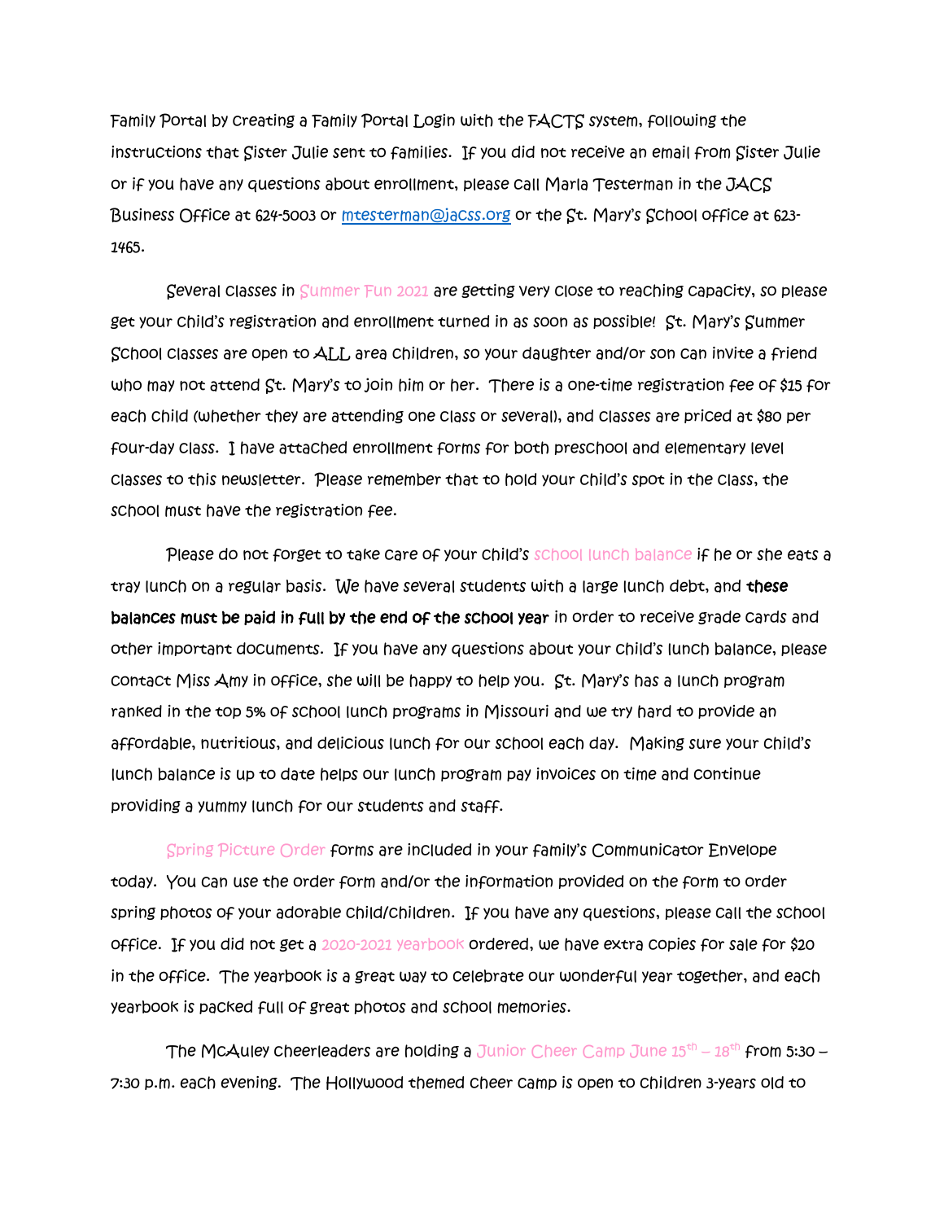Family Portal by creating a Family Portal Login with the FACTS system, following the instructions that Sister Julie sent to families. If you did not receive an email from Sister Julie or if you have any questions about enrollment, please call Marla Testerman in the JACS Business Office at 624-5003 or [mtesterman@jacss.org](mailto:mtesterman@jacss.org) or the St. Mary's School office at 623-1465.

Several classes in Summer Fun 2021 are getting very close to reaching capacity, so please get your child's registration and enrollment turned in as soon as possible! St. Mary's Summer School classes are open to ALL area children, so your daughter and/or son can invite a friend who may not attend St. Mary's to join him or her. There is a one-time registration fee of $15 for each child (whether they are attending one class or several), and classes are priced at $80 per four-day class. I have attached enrollment forms for both preschool and elementary level classes to this newsletter. Please remember that to hold your child's spot in the class, the school must have the registration fee.

Please do not forget to take care of your child's school lunch balance if he or she eats a tray lunch on a regular basis. We have several students with a large lunch debt, and **these balances must be paid in full by the end of the school year** in order to receive grade cards and other important documents. If you have any questions about your child's lunch balance, please contact Miss Amy in office, she will be happy to help you. St. Mary's has a lunch program ranked in the top 5% of school lunch programs in Missouri and we try hard to provide an affordable, nutritious, and delicious lunch for our school each day. Making sure your child's lunch balance is up to date helps our lunch program pay invoices on time and continue providing a yummy lunch for our students and staff.

Spring Picture Order forms are included in your family's Communicator Envelope today. You can use the order form and/or the information provided on the form to order spring photos of your adorable child/children. If you have any questions, please call the school office. If you did not get a 2020-2021 yearbook ordered, we have extra copies for sale for $20 in the office. The yearbook is a great way to celebrate our wonderful year together, and each yearbook is packed full of great photos and school memories.

The McAuley cheerleaders are holding a Junior Cheer Camp June 15th – 18th from 5:30 – 7:30 p.m. each evening. The Hollywood themed cheer camp is open to children 3-years old to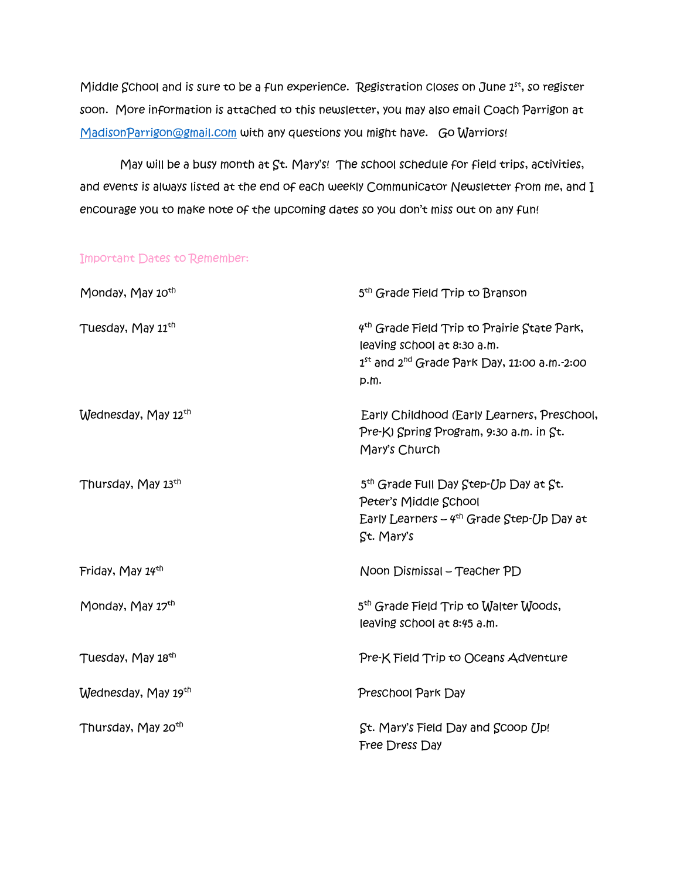Middle School and is sure to be a fun experience. Registration closes on June 1st, so register soon. More information is attached to this newsletter, you may also email Coach Parrigon at MadisonParrigon@gmail.com with any questions you might have. Go Warriors!

May will be a busy month at St. Mary's! The school schedule for field trips, activities, and events is always listed at the end of each weekly Communicator Newsletter from me, and I encourage you to make note of the upcoming dates so you don't miss out on any fun!

Important Dates to Remember:

| | |
|---|---|
| Monday, May 10th | 5th Grade Field Trip to Branson |
| Tuesday, May 11th | 4th Grade Field Trip to Prairie State Park, leaving school at 8:30 a.m.<br>1st and 2nd Grade Park Day, 11:00 a.m.-2:00 p.m. |
| Wednesday, May 12th | Early Childhood (Early Learners, Preschool, Pre-K) Spring Program, 9:30 a.m. in St. Mary's Church |
| Thursday, May 13th | 5th Grade Full Day Step-Up Day at St. Peter's Middle School<br>Early Learners – 4th Grade Step-Up Day at St. Mary's |
| Friday, May 14th | Noon Dismissal – Teacher PD |
| Monday, May 17th | 5th Grade Field Trip to Walter Woods, leaving school at 8:45 a.m. |
| Tuesday, May 18th | Pre-K Field Trip to Oceans Adventure |
| Wednesday, May 19th | Preschool Park Day |
| Thursday, May 20th | St. Mary's Field Day and Scoop Up!<br>Free Dress Day |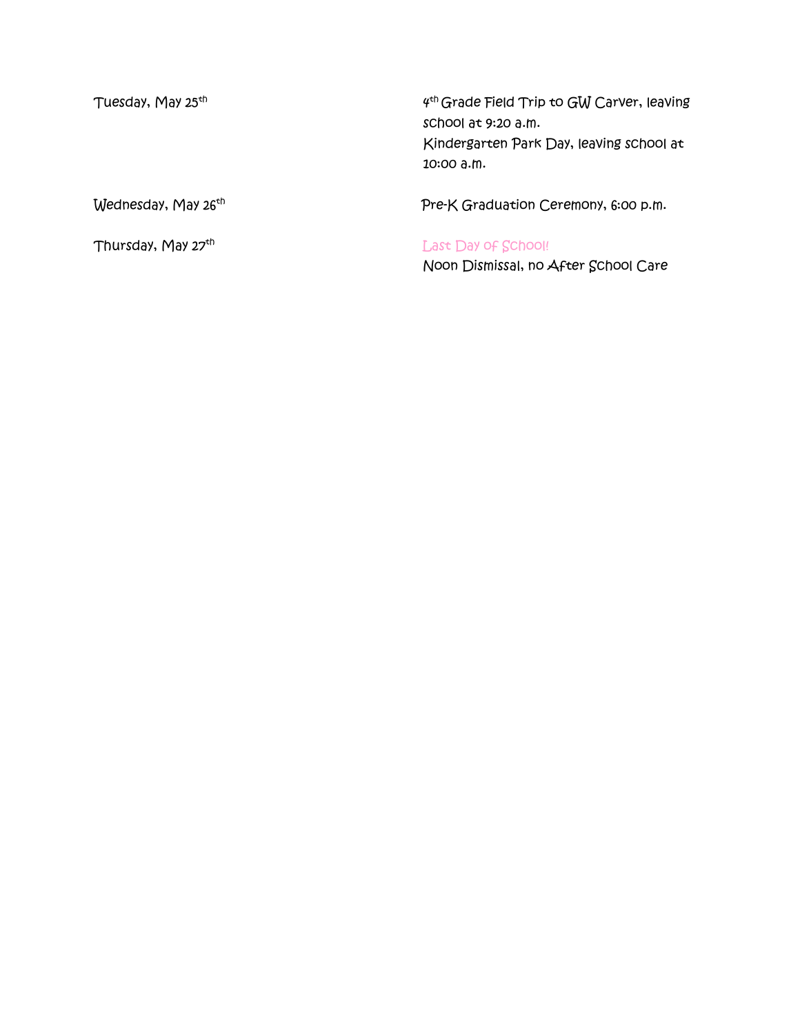| | |
|---|---|
| Tuesday, May 25th | 4th Grade Field Trip to GW Carver, leaving school at 9:20 a.m.<br>Kindergarten Park Day, leaving school at 10:00 a.m. |
| Wednesday, May 26th | Pre-K Graduation Ceremony, 6:00 p.m. |
| Thursday, May 27th | Last Day of School!<br>Noon Dismissal, no After School Care |